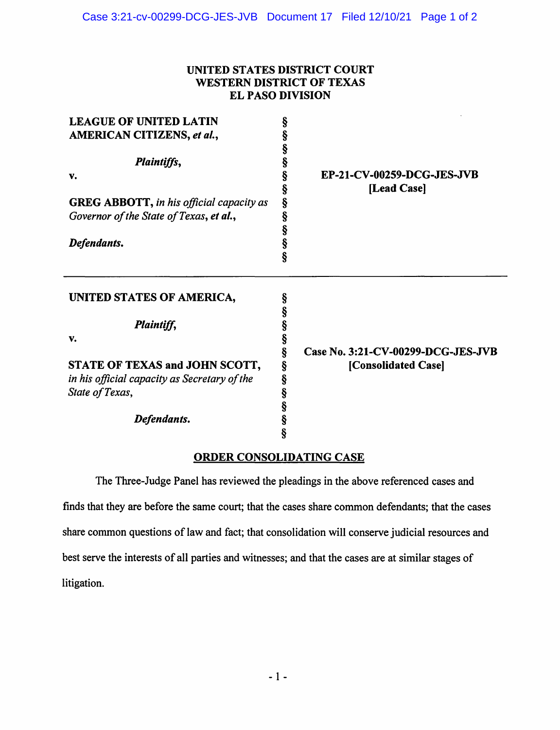**UNITED STATES DISTRICT COURT**
**WESTERN DISTRICT OF TEXAS**
**EL PASO DIVISION**

| | | |
|---|---|---|
| **LEAGUE OF UNITED LATIN AMERICAN CITIZENS,** ***et al.,*** | § | |
| | § | |
| ***Plaintiffs,*** | § | |
| **v.** | § | **EP-21-CV-00259-DCG-JES-JVB** |
| | § | **[Lead Case]** |
| **GREG ABBOTT,** *in his official capacity as Governor of the State of Texas,* **et al.,** | § | |
| | § | |
| ***Defendants.*** | § | |

| | | |
|---|---|---|
| **UNITED STATES OF AMERICA,** | § | |
| | § | |
| ***Plaintiff,*** | § | |
| **v.** | § | **Case No. 3:21-CV-00299-DCG-JES-JVB** |
| | § | **[Consolidated Case]** |
| **STATE OF TEXAS and JOHN SCOTT,** *in his official capacity as Secretary of the State of Texas,* | § | |
| | § | |
| ***Defendants.*** | § | |

**ORDER CONSOLIDATING CASE**

The Three-Judge Panel has reviewed the pleadings in the above referenced cases and finds that they are before the same court; that the cases share common defendants; that the cases share common questions of law and fact; that consolidation will conserve judicial resources and best serve the interests of all parties and witnesses; and that the cases are at similar stages of litigation.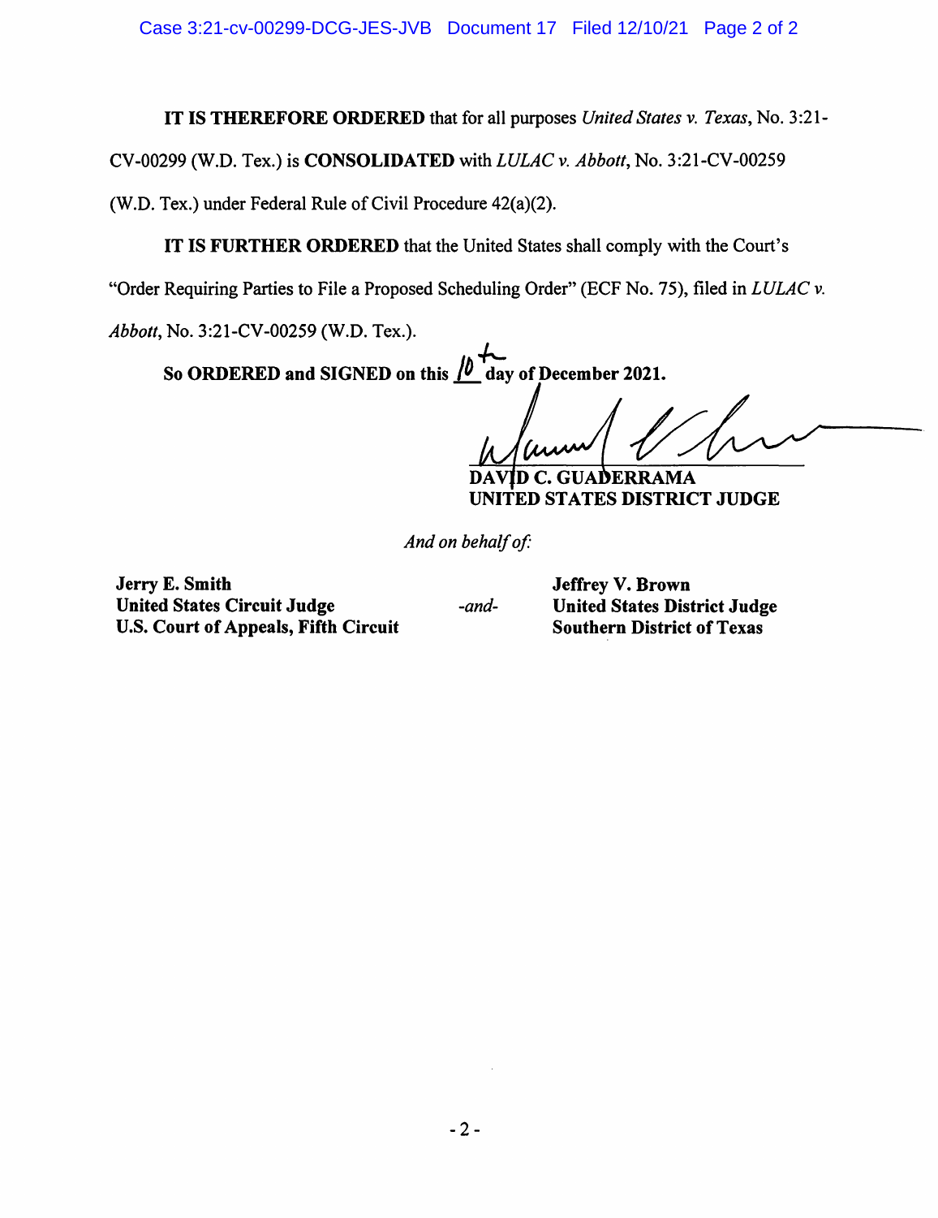**IT IS THEREFORE ORDERED** that for all purposes *United States v. Texas*, No. 3:21-CV-00299 (W.D. Tex.) is **CONSOLIDATED** with *LULAC v. Abbott*, No. 3:21-CV-00259 (W.D. Tex.) under Federal Rule of Civil Procedure 42(a)(2).

**IT IS FURTHER ORDERED** that the United States shall comply with the Court's "Order Requiring Parties to File a Proposed Scheduling Order" (ECF No. 75), filed in *LULAC v. Abbott*, No. 3:21-CV-00259 (W.D. Tex.).

**So ORDERED and SIGNED on this 10th day of December 2021.**

**DAVID C. GUADERRAMA**
**UNITED STATES DISTRICT JUDGE**

*And on behalf of:*

**Jerry E. Smith**
**United States Circuit Judge**
**U.S. Court of Appeals, Fifth Circuit**

*-and-*

**Jeffrey V. Brown**
**United States District Judge**
**Southern District of Texas**